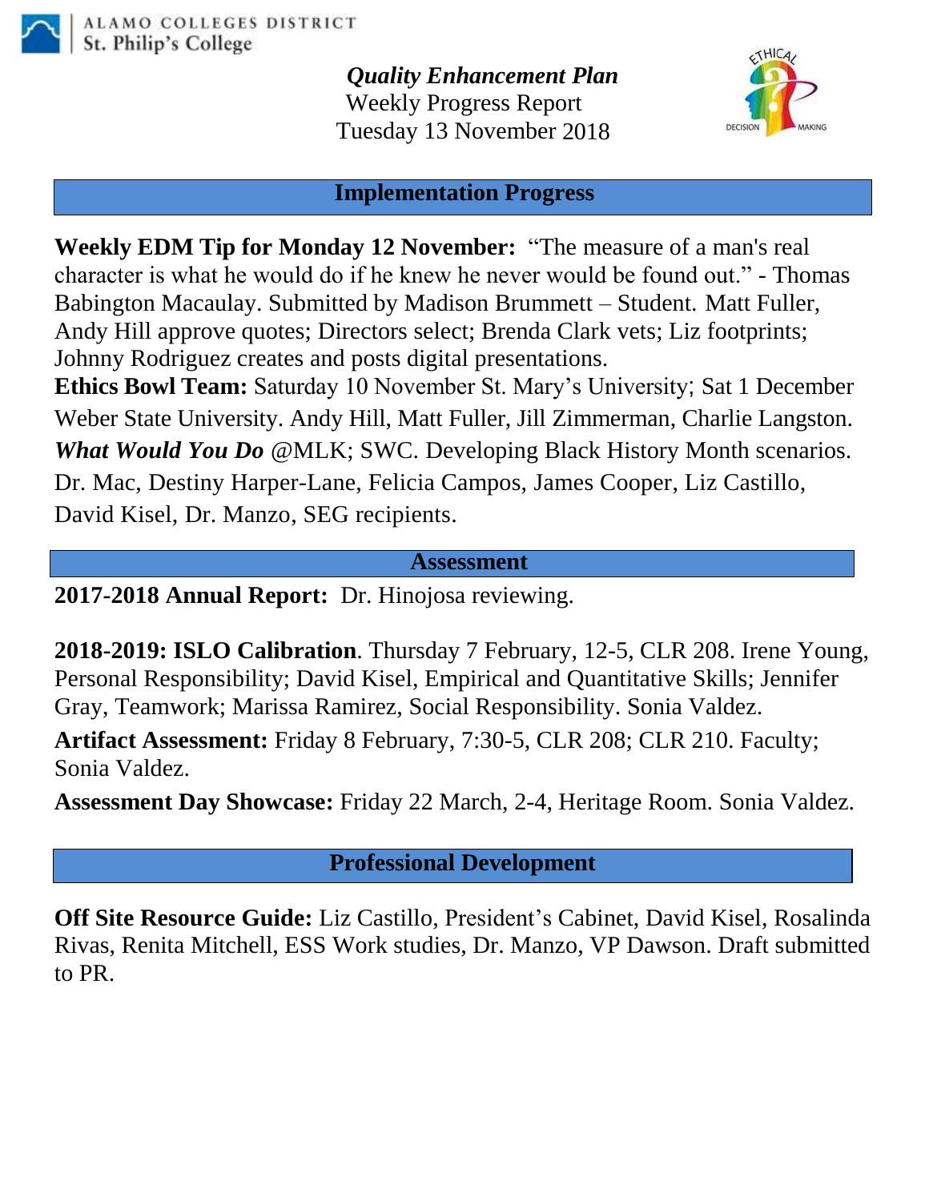ALAMO COLLEGES DISTRICT
St. Philip's College

# *Quality Enhancement Plan*

Weekly Progress Report
Tuesday 13 November 2018

## Implementation Progress

**Weekly EDM Tip for Monday 12 November:** "The measure of a man's real character is what he would do if he knew he never would be found out." - Thomas Babington Macaulay. Submitted by Madison Brummett – Student. Matt Fuller, Andy Hill approve quotes; Directors select; Brenda Clark vets; Liz footprints; Johnny Rodriguez creates and posts digital presentations.

**Ethics Bowl Team:** Saturday 10 November St. Mary's University; Sat 1 December Weber State University. Andy Hill, Matt Fuller, Jill Zimmerman, Charlie Langston.

***What Would You Do*** @MLK; SWC. Developing Black History Month scenarios. Dr. Mac, Destiny Harper-Lane, Felicia Campos, James Cooper, Liz Castillo, David Kisel, Dr. Manzo, SEG recipients.

## Assessment

**2017-2018 Annual Report:** Dr. Hinojosa reviewing.

**2018-2019: ISLO Calibration**. Thursday 7 February, 12-5, CLR 208. Irene Young, Personal Responsibility; David Kisel, Empirical and Quantitative Skills; Jennifer Gray, Teamwork; Marissa Ramirez, Social Responsibility. Sonia Valdez.

**Artifact Assessment:** Friday 8 February, 7:30-5, CLR 208; CLR 210. Faculty; Sonia Valdez.

**Assessment Day Showcase:** Friday 22 March, 2-4, Heritage Room. Sonia Valdez.

## Professional Development

**Off Site Resource Guide:** Liz Castillo, President's Cabinet, David Kisel, Rosalinda Rivas, Renita Mitchell, ESS Work studies, Dr. Manzo, VP Dawson. Draft submitted to PR.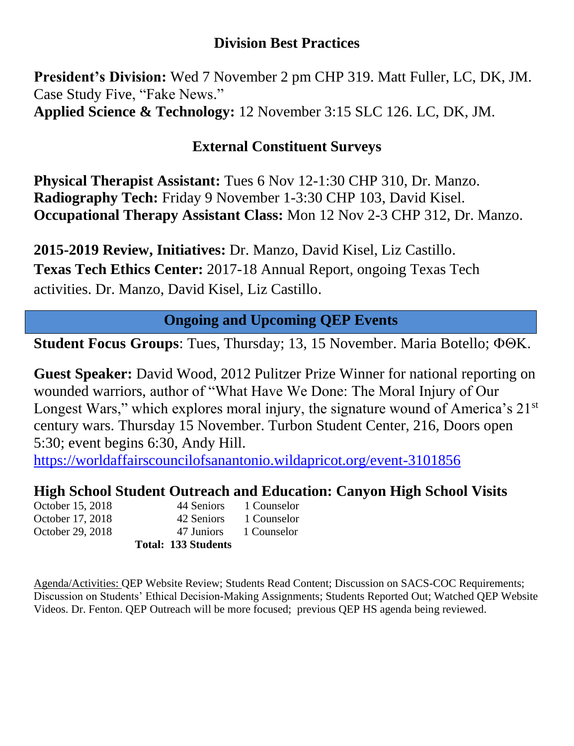## Division Best Practices

**President's Division:** Wed 7 November 2 pm CHP 319. Matt Fuller, LC, DK, JM. Case Study Five, "Fake News."
**Applied Science & Technology:** 12 November 3:15 SLC 126. LC, DK, JM.

## External Constituent Surveys

**Physical Therapist Assistant:** Tues 6 Nov 12-1:30 CHP 310, Dr. Manzo.
**Radiography Tech:** Friday 9 November 1-3:30 CHP 103, David Kisel.
**Occupational Therapy Assistant Class:** Mon 12 Nov 2-3 CHP 312, Dr. Manzo.

**2015-2019 Review, Initiatives:** Dr. Manzo, David Kisel, Liz Castillo.
**Texas Tech Ethics Center:** 2017-18 Annual Report, ongoing Texas Tech activities. Dr. Manzo, David Kisel, Liz Castillo.

## Ongoing and Upcoming QEP Events

**Student Focus Groups**: Tues, Thursday; 13, 15 November. Maria Botello; ΦΘΚ.

**Guest Speaker:** David Wood, 2012 Pulitzer Prize Winner for national reporting on wounded warriors, author of "What Have We Done: The Moral Injury of Our Longest Wars," which explores moral injury, the signature wound of America's 21st century wars. Thursday 15 November. Turbon Student Center, 216, Doors open 5:30; event begins 6:30, Andy Hill.
https://worldaffairscouncilofsanantonio.wildapricot.org/event-3101856

### High School Student Outreach and Education: Canyon High School Visits

| | | |
|---|---|---|
| October 15, 2018 | 44 Seniors | 1 Counselor |
| October 17, 2018 | 42 Seniors | 1 Counselor |
| October 29, 2018 | 47 Juniors | 1 Counselor |
| | **Total: 133 Students** | |

Agenda/Activities: QEP Website Review; Students Read Content; Discussion on SACS-COC Requirements; Discussion on Students' Ethical Decision-Making Assignments; Students Reported Out; Watched QEP Website Videos. Dr. Fenton. QEP Outreach will be more focused; previous QEP HS agenda being reviewed.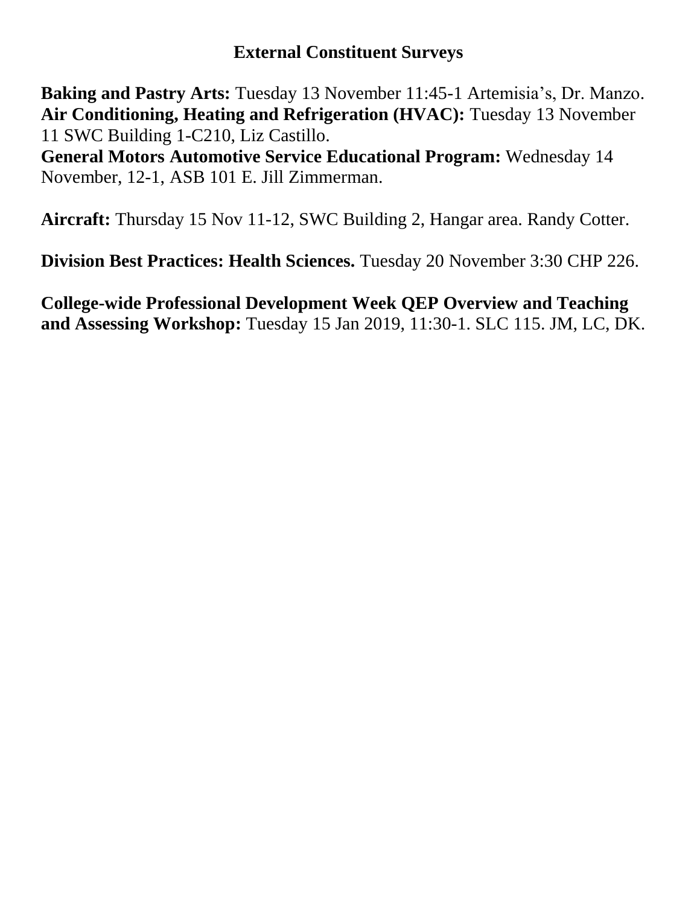## External Constituent Surveys

**Baking and Pastry Arts:** Tuesday 13 November 11:45-1 Artemisia's, Dr. Manzo.
**Air Conditioning, Heating and Refrigeration (HVAC):** Tuesday 13 November 11 SWC Building 1-C210, Liz Castillo.
**General Motors Automotive Service Educational Program:** Wednesday 14 November, 12-1, ASB 101 E. Jill Zimmerman.

**Aircraft:** Thursday 15 Nov 11-12, SWC Building 2, Hangar area. Randy Cotter.

**Division Best Practices: Health Sciences.** Tuesday 20 November 3:30 CHP 226.

**College-wide Professional Development Week QEP Overview and Teaching and Assessing Workshop:** Tuesday 15 Jan 2019, 11:30-1. SLC 115. JM, LC, DK.